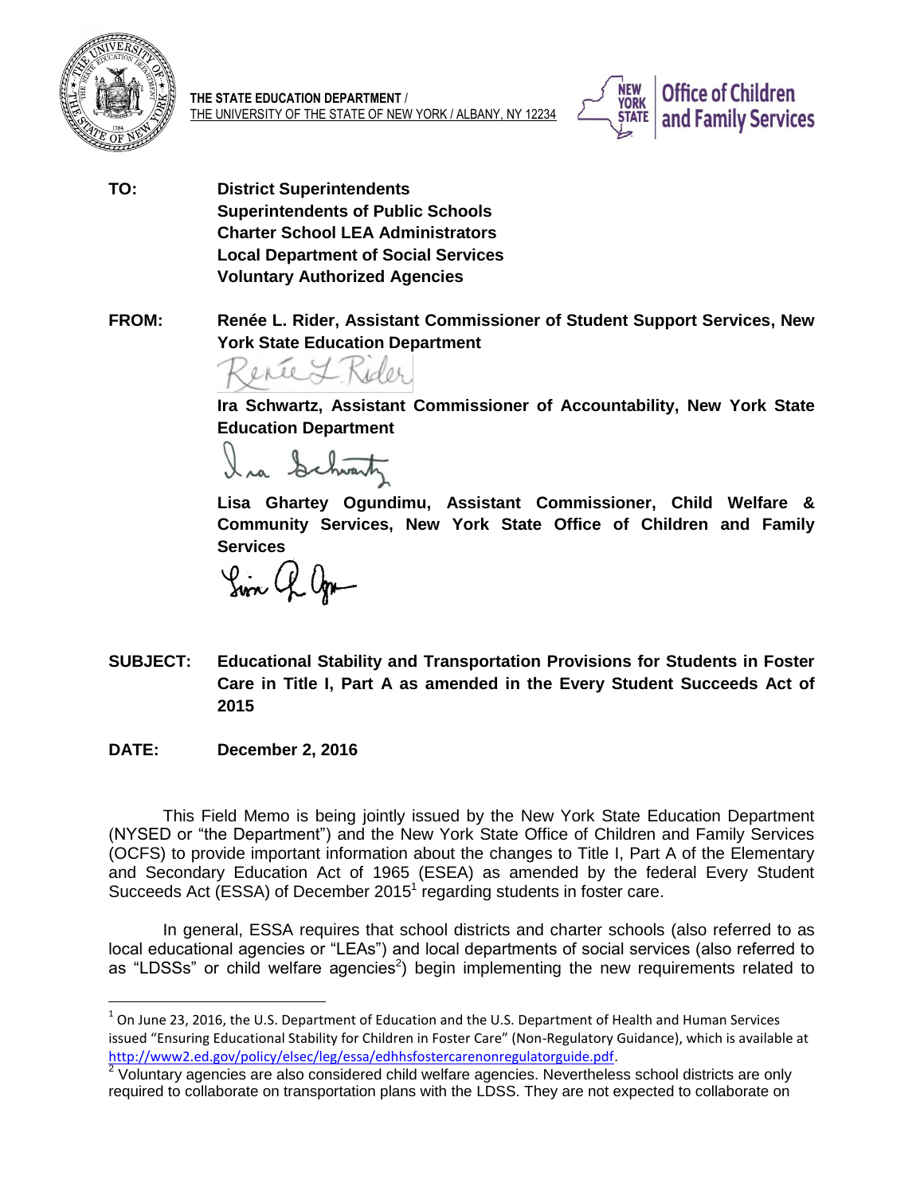THE STATE EDUCATION DEPARTMENT / THE UNIVERSITY OF THE STATE OF NEW YORK / ALBANY, NY 12234

NEW YORK STATE | Office of Children and Family Services

**TO:** **District Superintendents**
**Superintendents of Public Schools**
**Charter School LEA Administrators**
**Local Department of Social Services**
**Voluntary Authorized Agencies**

**FROM:** **Renée L. Rider, Assistant Commissioner of Student Support Services, New York State Education Department**

**Ira Schwartz, Assistant Commissioner of Accountability, New York State Education Department**

**Lisa Ghartey Ogundimu, Assistant Commissioner, Child Welfare & Community Services, New York State Office of Children and Family Services**

**SUBJECT:** **Educational Stability and Transportation Provisions for Students in Foster Care in Title I, Part A as amended in the Every Student Succeeds Act of 2015**

**DATE:** **December 2, 2016**

This Field Memo is being jointly issued by the New York State Education Department (NYSED or "the Department") and the New York State Office of Children and Family Services (OCFS) to provide important information about the changes to Title I, Part A of the Elementary and Secondary Education Act of 1965 (ESEA) as amended by the federal Every Student Succeeds Act (ESSA) of December 2015[1] regarding students in foster care.

In general, ESSA requires that school districts and charter schools (also referred to as local educational agencies or "LEAs") and local departments of social services (also referred to as "LDSSs" or child welfare agencies[2]) begin implementing the new requirements related to

---

[1] On June 23, 2016, the U.S. Department of Education and the U.S. Department of Health and Human Services issued "Ensuring Educational Stability for Children in Foster Care" (Non-Regulatory Guidance), which is available at http://www2.ed.gov/policy/elsec/leg/essa/edhhsfostercarenonregulatorguide.pdf.

[2] Voluntary agencies are also considered child welfare agencies. Nevertheless school districts are only required to collaborate on transportation plans with the LDSS. They are not expected to collaborate on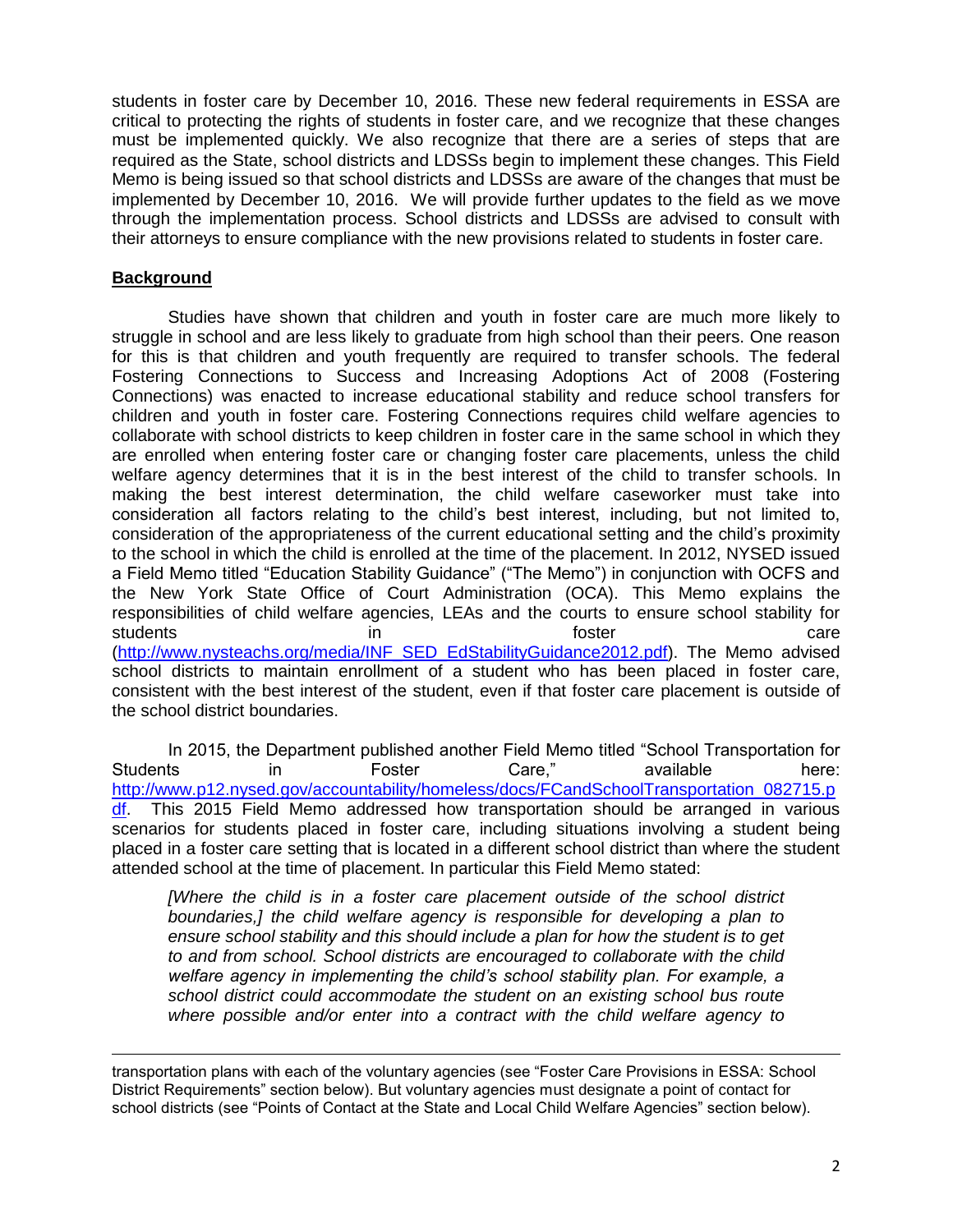students in foster care by December 10, 2016. These new federal requirements in ESSA are critical to protecting the rights of students in foster care, and we recognize that these changes must be implemented quickly. We also recognize that there are a series of steps that are required as the State, school districts and LDSSs begin to implement these changes. This Field Memo is being issued so that school districts and LDSSs are aware of the changes that must be implemented by December 10, 2016. We will provide further updates to the field as we move through the implementation process. School districts and LDSSs are advised to consult with their attorneys to ensure compliance with the new provisions related to students in foster care.

## Background

Studies have shown that children and youth in foster care are much more likely to struggle in school and are less likely to graduate from high school than their peers. One reason for this is that children and youth frequently are required to transfer schools. The federal Fostering Connections to Success and Increasing Adoptions Act of 2008 (Fostering Connections) was enacted to increase educational stability and reduce school transfers for children and youth in foster care. Fostering Connections requires child welfare agencies to collaborate with school districts to keep children in foster care in the same school in which they are enrolled when entering foster care or changing foster care placements, unless the child welfare agency determines that it is in the best interest of the child to transfer schools. In making the best interest determination, the child welfare caseworker must take into consideration all factors relating to the child's best interest, including, but not limited to, consideration of the appropriateness of the current educational setting and the child's proximity to the school in which the child is enrolled at the time of the placement. In 2012, NYSED issued a Field Memo titled "Education Stability Guidance" ("The Memo") in conjunction with OCFS and the New York State Office of Court Administration (OCA). This Memo explains the responsibilities of child welfare agencies, LEAs and the courts to ensure school stability for students in foster care (http://www.nysteachs.org/media/INF_SED_EdStabilityGuidance2012.pdf). The Memo advised school districts to maintain enrollment of a student who has been placed in foster care, consistent with the best interest of the student, even if that foster care placement is outside of the school district boundaries.

In 2015, the Department published another Field Memo titled "School Transportation for Students in Foster Care," available here: http://www.p12.nysed.gov/accountability/homeless/docs/FCandSchoolTransportation_082715.pdf. This 2015 Field Memo addressed how transportation should be arranged in various scenarios for students placed in foster care, including situations involving a student being placed in a foster care setting that is located in a different school district than where the student attended school at the time of placement. In particular this Field Memo stated:

> *[Where the child is in a foster care placement outside of the school district boundaries,] the child welfare agency is responsible for developing a plan to ensure school stability and this should include a plan for how the student is to get to and from school. School districts are encouraged to collaborate with the child welfare agency in implementing the child's school stability plan. For example, a school district could accommodate the student on an existing school bus route where possible and/or enter into a contract with the child welfare agency to*

---

transportation plans with each of the voluntary agencies (see "Foster Care Provisions in ESSA: School District Requirements" section below). But voluntary agencies must designate a point of contact for school districts (see "Points of Contact at the State and Local Child Welfare Agencies" section below).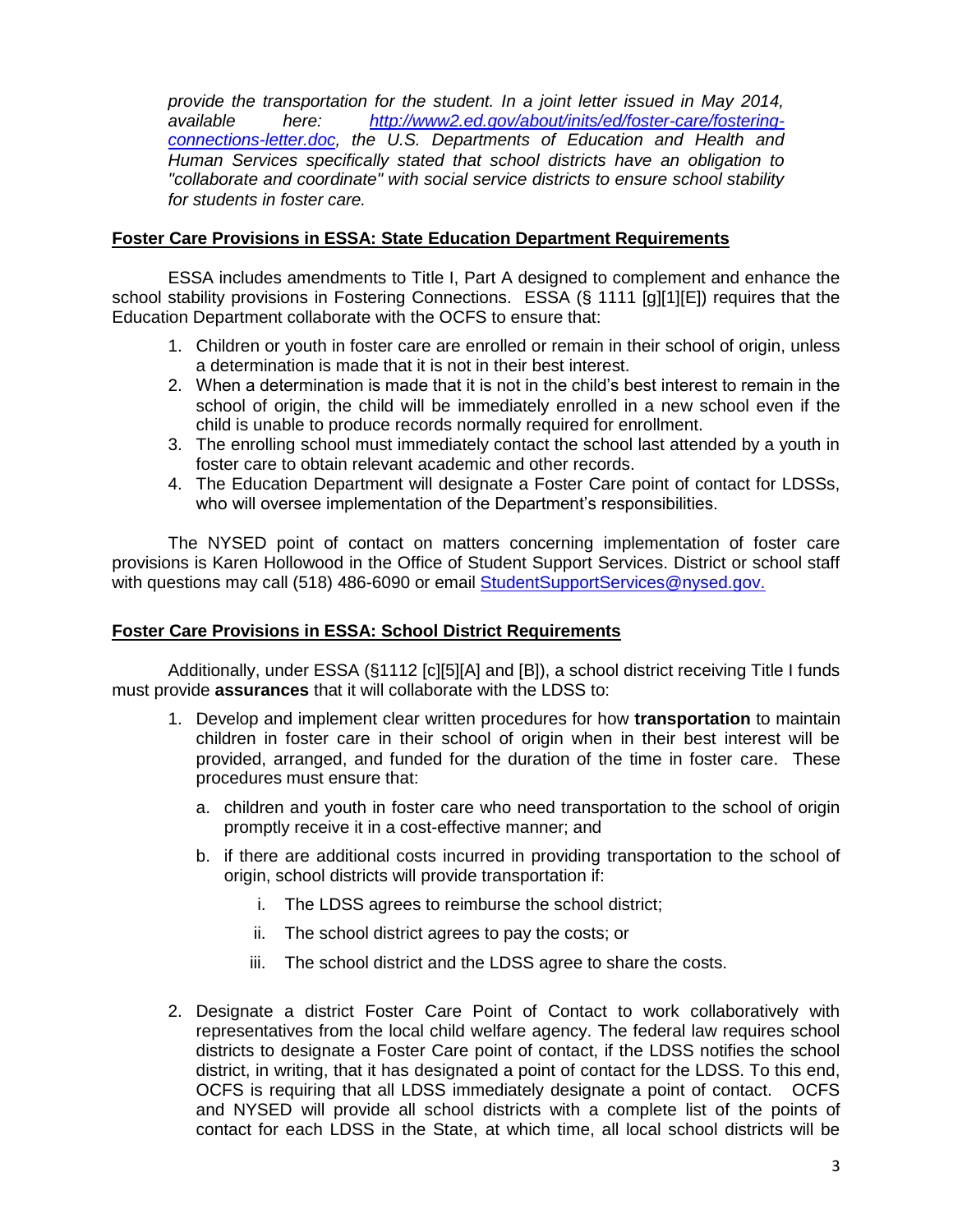*provide the transportation for the student. In a joint letter issued in May 2014, available here: [http://www2.ed.gov/about/inits/ed/foster-care/fostering-connections-letter.doc](http://www2.ed.gov/about/inits/ed/foster-care/fostering-connections-letter.doc), the U.S. Departments of Education and Health and Human Services specifically stated that school districts have an obligation to "collaborate and coordinate" with social service districts to ensure school stability for students in foster care.*

## Foster Care Provisions in ESSA: State Education Department Requirements

ESSA includes amendments to Title I, Part A designed to complement and enhance the school stability provisions in Fostering Connections. ESSA (§ 1111 [g][1][E]) requires that the Education Department collaborate with the OCFS to ensure that:

1. Children or youth in foster care are enrolled or remain in their school of origin, unless a determination is made that it is not in their best interest.
2. When a determination is made that it is not in the child's best interest to remain in the school of origin, the child will be immediately enrolled in a new school even if the child is unable to produce records normally required for enrollment.
3. The enrolling school must immediately contact the school last attended by a youth in foster care to obtain relevant academic and other records.
4. The Education Department will designate a Foster Care point of contact for LDSSs, who will oversee implementation of the Department's responsibilities.

The NYSED point of contact on matters concerning implementation of foster care provisions is Karen Hollowood in the Office of Student Support Services. District or school staff with questions may call (518) 486-6090 or email [StudentSupportServices@nysed.gov.](mailto:StudentSupportServices@nysed.gov)

## Foster Care Provisions in ESSA: School District Requirements

Additionally, under ESSA (§1112 [c][5][A] and [B]), a school district receiving Title I funds must provide **assurances** that it will collaborate with the LDSS to:

1. Develop and implement clear written procedures for how **transportation** to maintain children in foster care in their school of origin when in their best interest will be provided, arranged, and funded for the duration of the time in foster care. These procedures must ensure that:
   a. children and youth in foster care who need transportation to the school of origin promptly receive it in a cost-effective manner; and
   b. if there are additional costs incurred in providing transportation to the school of origin, school districts will provide transportation if:
      i. The LDSS agrees to reimburse the school district;
      ii. The school district agrees to pay the costs; or
      iii. The school district and the LDSS agree to share the costs.

2. Designate a district Foster Care Point of Contact to work collaboratively with representatives from the local child welfare agency. The federal law requires school districts to designate a Foster Care point of contact, if the LDSS notifies the school district, in writing, that it has designated a point of contact for the LDSS. To this end, OCFS is requiring that all LDSS immediately designate a point of contact. OCFS and NYSED will provide all school districts with a complete list of the points of contact for each LDSS in the State, at which time, all local school districts will be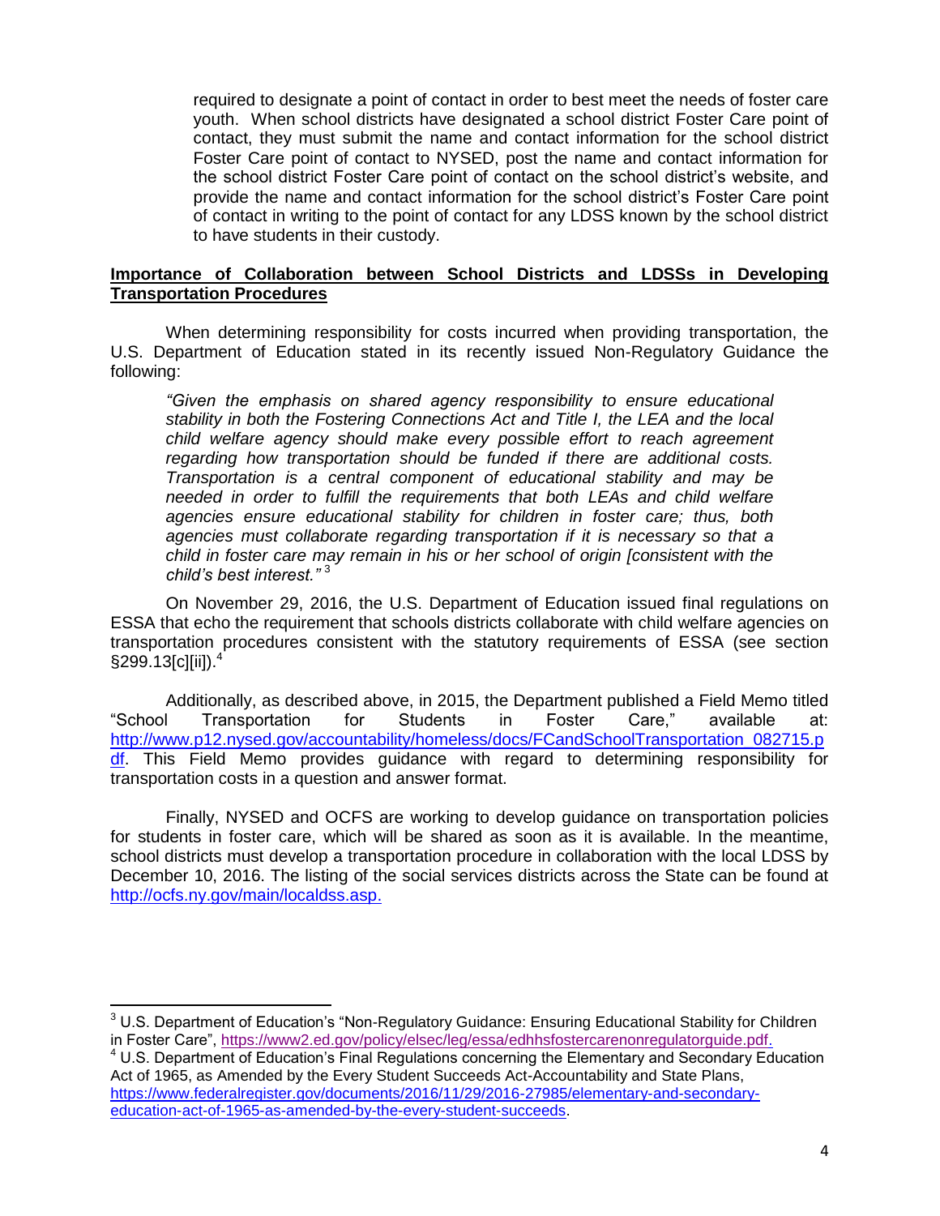required to designate a point of contact in order to best meet the needs of foster care youth. When school districts have designated a school district Foster Care point of contact, they must submit the name and contact information for the school district Foster Care point of contact to NYSED, post the name and contact information for the school district Foster Care point of contact on the school district's website, and provide the name and contact information for the school district's Foster Care point of contact in writing to the point of contact for any LDSS known by the school district to have students in their custody.

**Importance of Collaboration between School Districts and LDSSs in Developing Transportation Procedures**

When determining responsibility for costs incurred when providing transportation, the U.S. Department of Education stated in its recently issued Non-Regulatory Guidance the following:

> *"Given the emphasis on shared agency responsibility to ensure educational stability in both the Fostering Connections Act and Title I, the LEA and the local child welfare agency should make every possible effort to reach agreement regarding how transportation should be funded if there are additional costs. Transportation is a central component of educational stability and may be needed in order to fulfill the requirements that both LEAs and child welfare agencies ensure educational stability for children in foster care; thus, both agencies must collaborate regarding transportation if it is necessary so that a child in foster care may remain in his or her school of origin [consistent with the child's best interest."* [3]

On November 29, 2016, the U.S. Department of Education issued final regulations on ESSA that echo the requirement that schools districts collaborate with child welfare agencies on transportation procedures consistent with the statutory requirements of ESSA (see section §299.13[c][ii]).[4]

Additionally, as described above, in 2015, the Department published a Field Memo titled "School Transportation for Students in Foster Care," available at: http://www.p12.nysed.gov/accountability/homeless/docs/FCandSchoolTransportation_082715.pdf. This Field Memo provides guidance with regard to determining responsibility for transportation costs in a question and answer format.

Finally, NYSED and OCFS are working to develop guidance on transportation policies for students in foster care, which will be shared as soon as it is available. In the meantime, school districts must develop a transportation procedure in collaboration with the local LDSS by December 10, 2016. The listing of the social services districts across the State can be found at http://ocfs.ny.gov/main/localdss.asp.

---

[3] U.S. Department of Education's "Non-Regulatory Guidance: Ensuring Educational Stability for Children in Foster Care", https://www2.ed.gov/policy/elsec/leg/essa/edhhsfostercarenonregulatorguide.pdf.

[4] U.S. Department of Education's Final Regulations concerning the Elementary and Secondary Education Act of 1965, as Amended by the Every Student Succeeds Act-Accountability and State Plans, https://www.federalregister.gov/documents/2016/11/29/2016-27985/elementary-and-secondary-education-act-of-1965-as-amended-by-the-every-student-succeeds.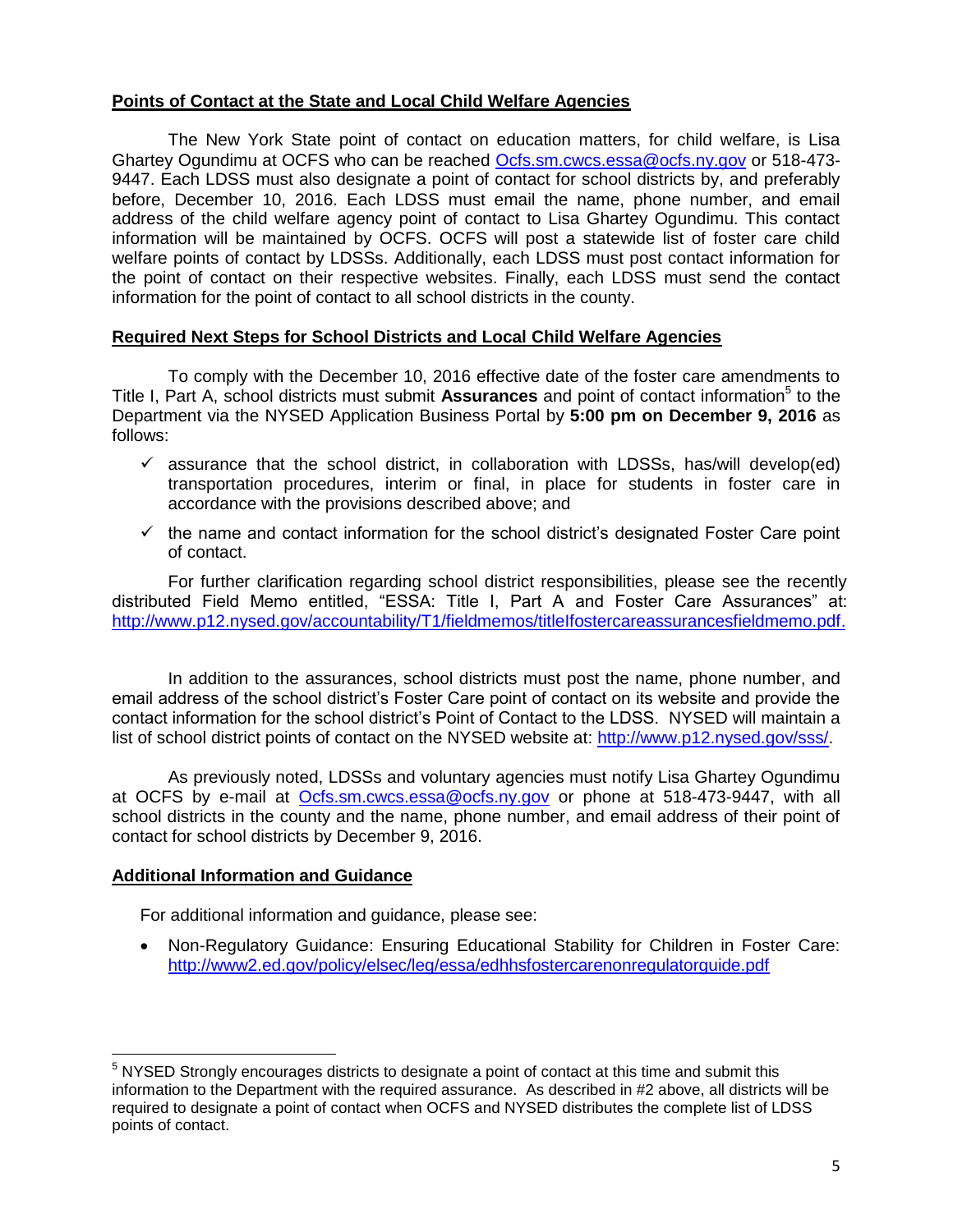**Points of Contact at the State and Local Child Welfare Agencies**

The New York State point of contact on education matters, for child welfare, is Lisa Ghartey Ogundimu at OCFS who can be reached Ocfs.sm.cwcs.essa@ocfs.ny.gov or 518-473-9447. Each LDSS must also designate a point of contact for school districts by, and preferably before, December 10, 2016. Each LDSS must email the name, phone number, and email address of the child welfare agency point of contact to Lisa Ghartey Ogundimu. This contact information will be maintained by OCFS. OCFS will post a statewide list of foster care child welfare points of contact by LDSSs. Additionally, each LDSS must post contact information for the point of contact on their respective websites. Finally, each LDSS must send the contact information for the point of contact to all school districts in the county.

**Required Next Steps for School Districts and Local Child Welfare Agencies**

To comply with the December 10, 2016 effective date of the foster care amendments to Title I, Part A, school districts must submit **Assurances** and point of contact information[5] to the Department via the NYSED Application Business Portal by **5:00 pm on December 9, 2016** as follows:

- ✓ assurance that the school district, in collaboration with LDSSs, has/will develop(ed) transportation procedures, interim or final, in place for students in foster care in accordance with the provisions described above; and
- ✓ the name and contact information for the school district's designated Foster Care point of contact.

For further clarification regarding school district responsibilities, please see the recently distributed Field Memo entitled, "ESSA: Title I, Part A and Foster Care Assurances" at: http://www.p12.nysed.gov/accountability/T1/fieldmemos/titleIfostercareassurancesfieldmemo.pdf.

In addition to the assurances, school districts must post the name, phone number, and email address of the school district's Foster Care point of contact on its website and provide the contact information for the school district's Point of Contact to the LDSS. NYSED will maintain a list of school district points of contact on the NYSED website at: http://www.p12.nysed.gov/sss/.

As previously noted, LDSSs and voluntary agencies must notify Lisa Ghartey Ogundimu at OCFS by e-mail at Ocfs.sm.cwcs.essa@ocfs.ny.gov or phone at 518-473-9447, with all school districts in the county and the name, phone number, and email address of their point of contact for school districts by December 9, 2016.

**Additional Information and Guidance**

For additional information and guidance, please see:

- Non-Regulatory Guidance: Ensuring Educational Stability for Children in Foster Care: http://www2.ed.gov/policy/elsec/leg/essa/edhhsfostercarenonregulatorguide.pdf

---

[5] NYSED Strongly encourages districts to designate a point of contact at this time and submit this information to the Department with the required assurance. As described in #2 above, all districts will be required to designate a point of contact when OCFS and NYSED distributes the complete list of LDSS points of contact.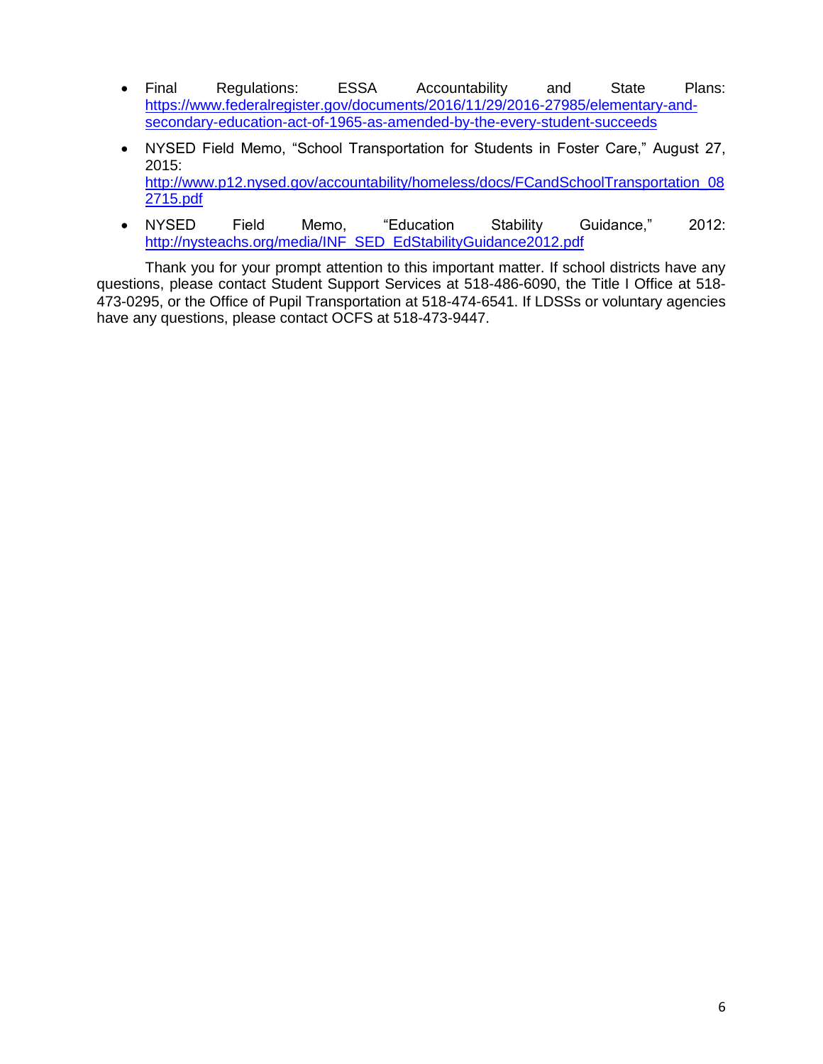- Final Regulations: ESSA Accountability and State Plans: https://www.federalregister.gov/documents/2016/11/29/2016-27985/elementary-and-secondary-education-act-of-1965-as-amended-by-the-every-student-succeeds
- NYSED Field Memo, "School Transportation for Students in Foster Care," August 27, 2015: http://www.p12.nysed.gov/accountability/homeless/docs/FCandSchoolTransportation_082715.pdf
- NYSED Field Memo, "Education Stability Guidance," 2012: http://nysteachs.org/media/INF_SED_EdStabilityGuidance2012.pdf

Thank you for your prompt attention to this important matter. If school districts have any questions, please contact Student Support Services at 518-486-6090, the Title I Office at 518-473-0295, or the Office of Pupil Transportation at 518-474-6541. If LDSSs or voluntary agencies have any questions, please contact OCFS at 518-473-9447.